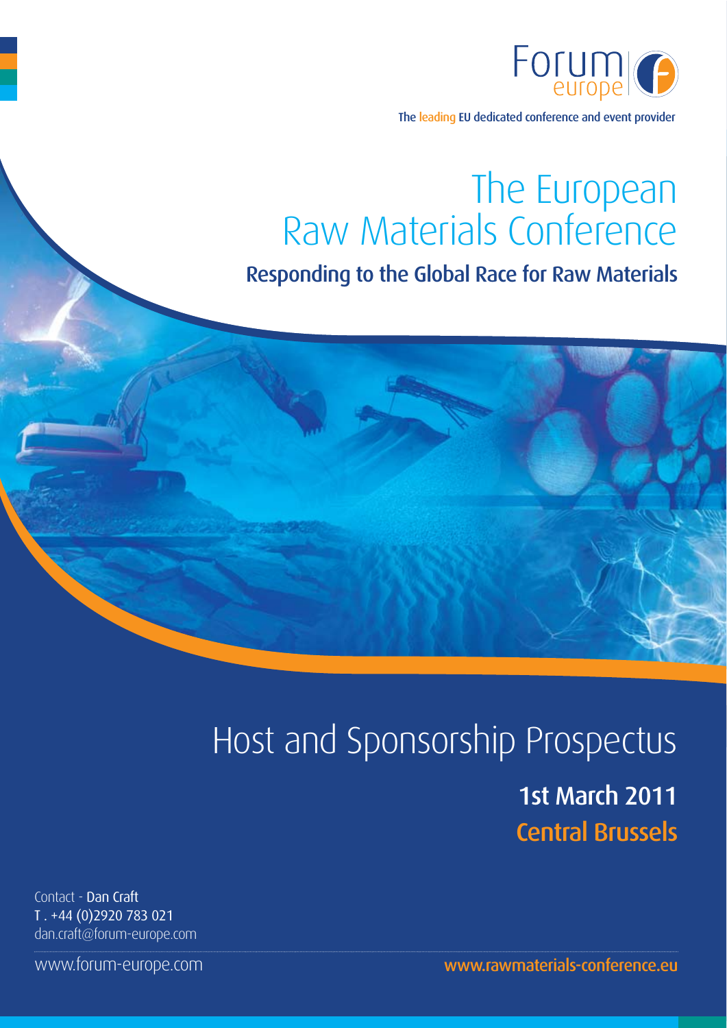Forum europe

The leading EU dedicated conference and event provider

# The European Raw Materials Conference

## Responding to the Global Race for Raw Materials

# Host and Sponsorship Prospectus

**1st March 2011**

**Central Brussels**

Contact - **Dan Craft**
T . +44 (0)2920 783 021
dan.craft@forum-europe.com

www.forum-europe.com

**www.rawmaterials-conference.eu**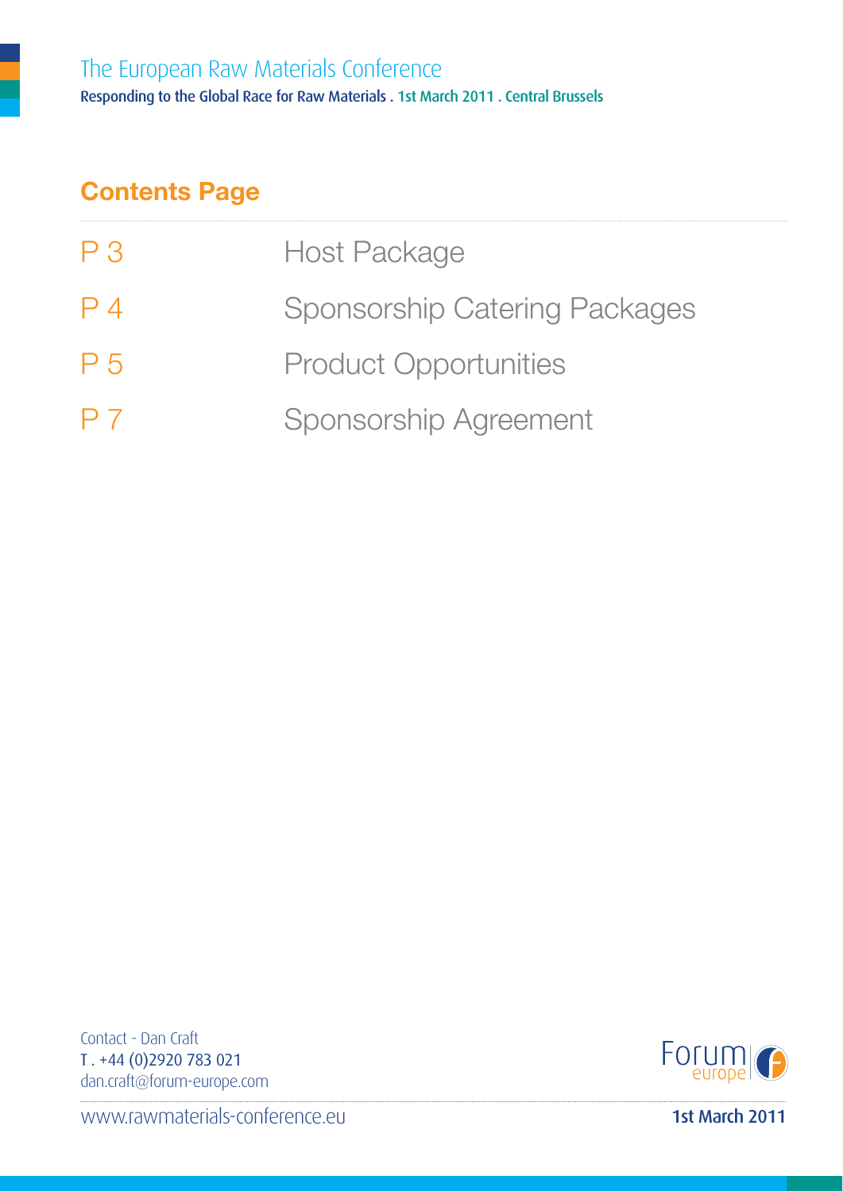## Contents Page

| | |
|---|---|
| P 3 | Host Package |
| P 4 | Sponsorship Catering Packages |
| P 5 | Product Opportunities |
| P 7 | Sponsorship Agreement |

Contact - Dan Craft
T . +44 (0)2920 783 021
dan.craft@forum-europe.com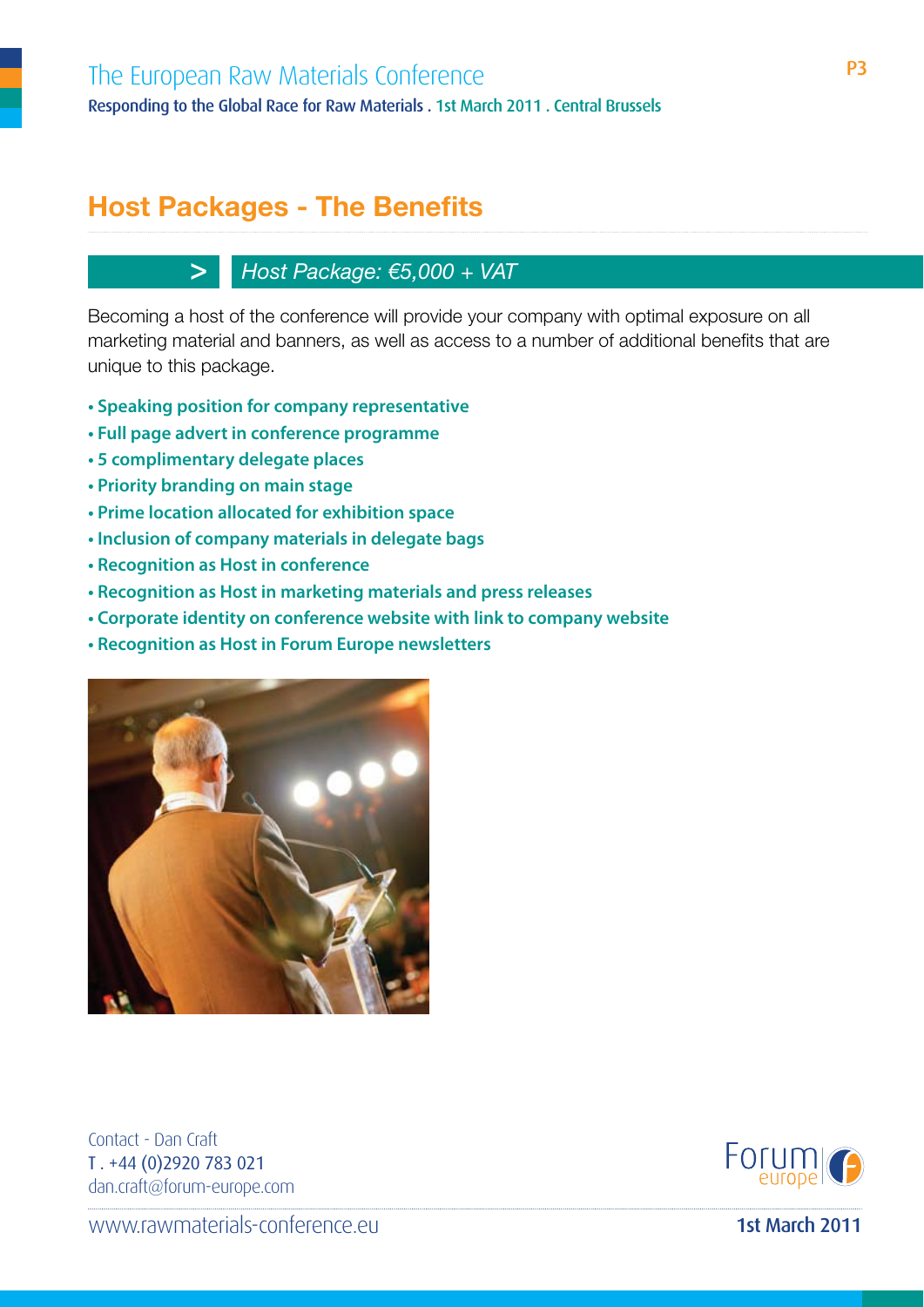## Host Packages - The Benefits

### > *Host Package: €5,000 + VAT*

Becoming a host of the conference will provide your company with optimal exposure on all marketing material and banners, as well as access to a number of additional benefits that are unique to this package.

- **Speaking position for company representative**
- **Full page advert in conference programme**
- **5 complimentary delegate places**
- **Priority branding on main stage**
- **Prime location allocated for exhibition space**
- **Inclusion of company materials in delegate bags**
- **Recognition as Host in conference**
- **Recognition as Host in marketing materials and press releases**
- **Corporate identity on conference website with link to company website**
- **Recognition as Host in Forum Europe newsletters**

Contact - Dan Craft
T . +44 (0)2920 783 021
dan.craft@forum-europe.com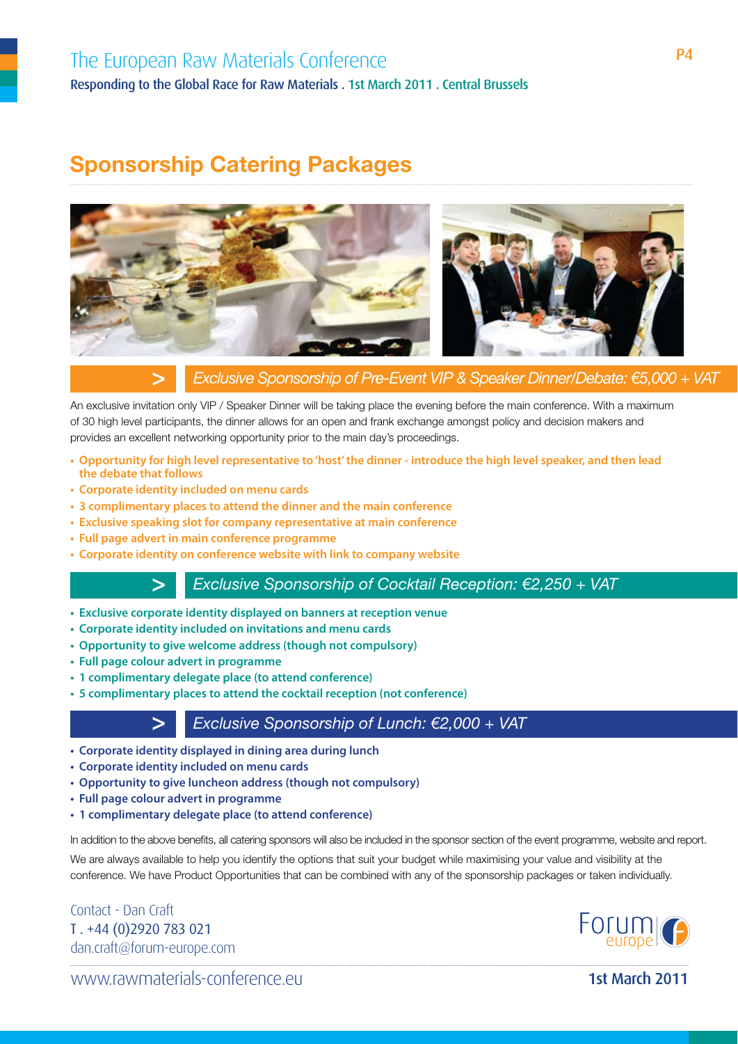## Sponsorship Catering Packages

### > *Exclusive Sponsorship of Pre-Event VIP & Speaker Dinner/Debate: €5,000 + VAT*

An exclusive invitation only VIP / Speaker Dinner will be taking place the evening before the main conference. With a maximum of 30 high level participants, the dinner allows for an open and frank exchange amongst policy and decision makers and provides an excellent networking opportunity prior to the main day's proceedings.

- **Opportunity for high level representative to 'host' the dinner - introduce the high level speaker, and then lead the debate that follows**
- **Corporate identity included on menu cards**
- **3 complimentary places to attend the dinner and the main conference**
- **Exclusive speaking slot for company representative at main conference**
- **Full page advert in main conference programme**
- **Corporate identity on conference website with link to company website**

### > *Exclusive Sponsorship of Cocktail Reception: €2,250 + VAT*

- **Exclusive corporate identity displayed on banners at reception venue**
- **Corporate identity included on invitations and menu cards**
- **Opportunity to give welcome address (though not compulsory)**
- **Full page colour advert in programme**
- **1 complimentary delegate place (to attend conference)**
- **5 complimentary places to attend the cocktail reception (not conference)**

### > *Exclusive Sponsorship of Lunch: €2,000 + VAT*

- **Corporate identity displayed in dining area during lunch**
- **Corporate identity included on menu cards**
- **Opportunity to give luncheon address (though not compulsory)**
- **Full page colour advert in programme**
- **1 complimentary delegate place (to attend conference)**

In addition to the above benefits, all catering sponsors will also be included in the sponsor section of the event programme, website and report.

We are always available to help you identify the options that suit your budget while maximising your value and visibility at the conference. We have Product Opportunities that can be combined with any of the sponsorship packages or taken individually.

Contact - Dan Craft
T . +44 (0)2920 783 021
dan.craft@forum-europe.com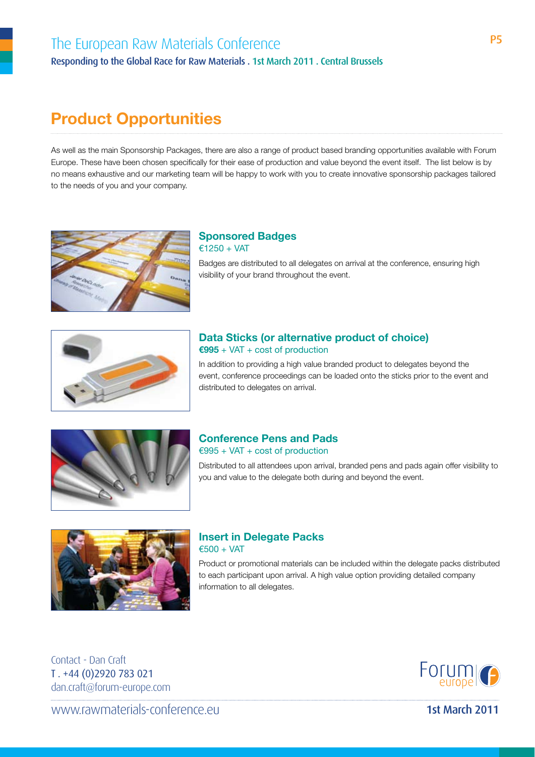# Product Opportunities

As well as the main Sponsorship Packages, there are also a range of product based branding opportunities available with Forum Europe. These have been chosen specifically for their ease of production and value beyond the event itself. The list below is by no means exhaustive and our marketing team will be happy to work with you to create innovative sponsorship packages tailored to the needs of you and your company.

### Sponsored Badges

€1250 + VAT

Badges are distributed to all delegates on arrival at the conference, ensuring high visibility of your brand throughout the event.

### Data Sticks (or alternative product of choice)

**€995** + VAT + cost of production

In addition to providing a high value branded product to delegates beyond the event, conference proceedings can be loaded onto the sticks prior to the event and distributed to delegates on arrival.

### Conference Pens and Pads

€995 + VAT + cost of production

Distributed to all attendees upon arrival, branded pens and pads again offer visibility to you and value to the delegate both during and beyond the event.

### Insert in Delegate Packs

€500 + VAT

Product or promotional materials can be included within the delegate packs distributed to each participant upon arrival. A high value option providing detailed company information to all delegates.

Contact - Dan Craft
T . +44 (0)2920 783 021
dan.craft@forum-europe.com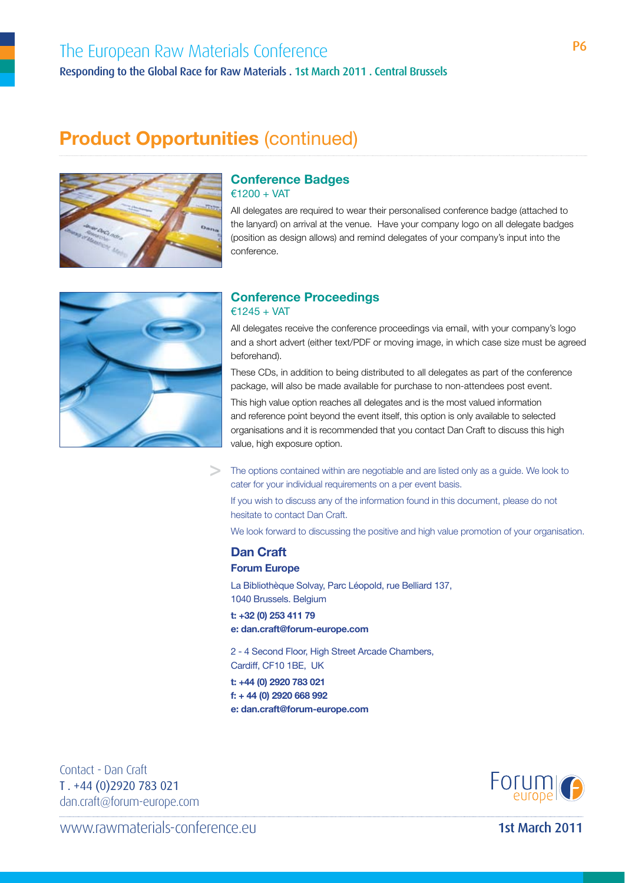## Product Opportunities (continued)

### Conference Badges

€1200 + VAT

All delegates are required to wear their personalised conference badge (attached to the lanyard) on arrival at the venue. Have your company logo on all delegate badges (position as design allows) and remind delegates of your company's input into the conference.

### Conference Proceedings

€1245 + VAT

All delegates receive the conference proceedings via email, with your company's logo and a short advert (either text/PDF or moving image, in which case size must be agreed beforehand).

These CDs, in addition to being distributed to all delegates as part of the conference package, will also be made available for purchase to non-attendees post event.

This high value option reaches all delegates and is the most valued information and reference point beyond the event itself, this option is only available to selected organisations and it is recommended that you contact Dan Craft to discuss this high value, high exposure option.

> The options contained within are negotiable and are listed only as a guide. We look to cater for your individual requirements on a per event basis.
>
> If you wish to discuss any of the information found in this document, please do not hesitate to contact Dan Craft.
>
> We look forward to discussing the positive and high value promotion of your organisation.

### Dan Craft

**Forum Europe**

La Bibliothèque Solvay, Parc Léopold, rue Belliard 137,
1040 Brussels. Belgium

**t: +32 (0) 253 411 79**
**e: dan.craft@forum-europe.com**

2 - 4 Second Floor, High Street Arcade Chambers,
Cardiff, CF10 1BE, UK

**t: +44 (0) 2920 783 021**
**f: + 44 (0) 2920 668 992**
**e: dan.craft@forum-europe.com**

Contact - Dan Craft
T . +44 (0)2920 783 021
dan.craft@forum-europe.com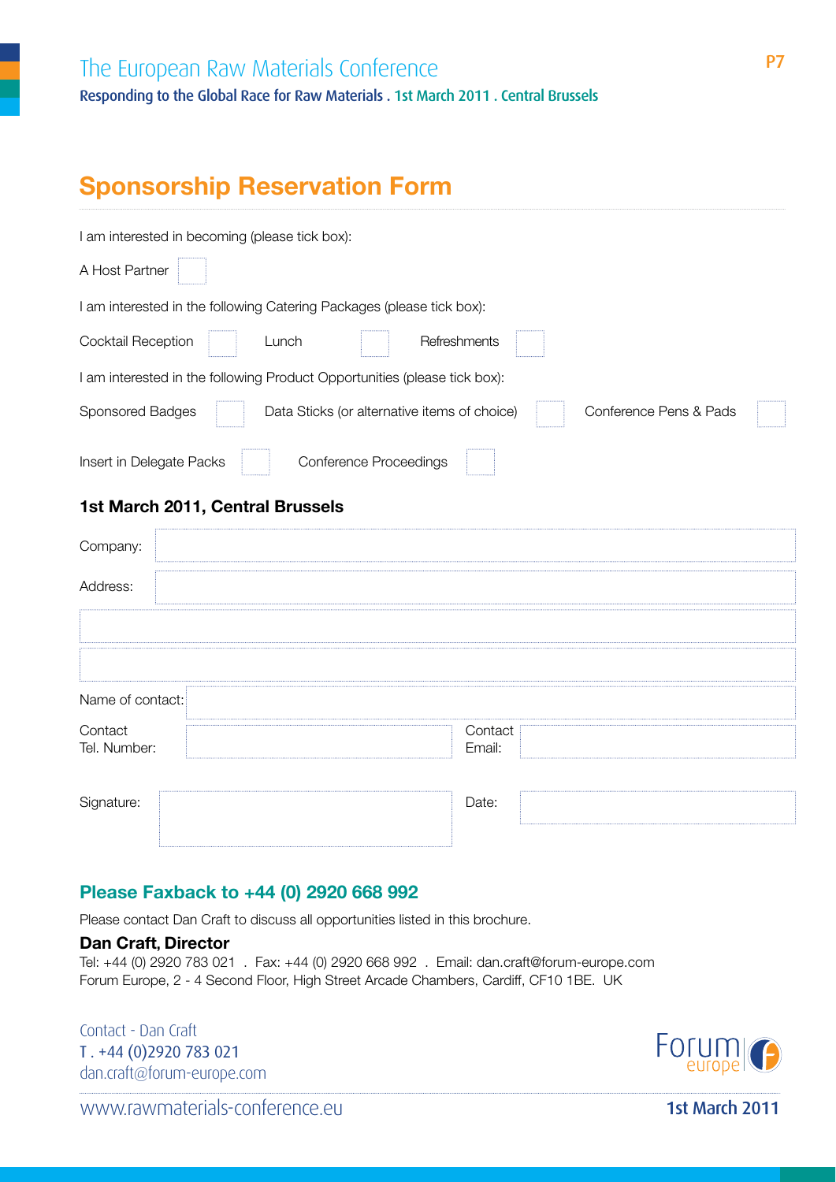## Sponsorship Reservation Form

I am interested in becoming (please tick box):

A Host Partner ☐

I am interested in the following Catering Packages (please tick box):

Cocktail Reception ☐ Lunch ☐ Refreshments ☐

I am interested in the following Product Opportunities (please tick box):

Sponsored Badges ☐ Data Sticks (or alternative items of choice) ☐ Conference Pens & Pads ☐

Insert in Delegate Packs ☐ Conference Proceedings ☐

### 1st March 2011, Central Brussels

Company:

Address:

Name of contact:

Contact Tel. Number: Contact Email:

Signature: Date:

### Please Faxback to +44 (0) 2920 668 992

Please contact Dan Craft to discuss all opportunities listed in this brochure.

**Dan Craft, Director**
Tel: +44 (0) 2920 783 021 . Fax: +44 (0) 2920 668 992 . Email: dan.craft@forum-europe.com
Forum Europe, 2 - 4 Second Floor, High Street Arcade Chambers, Cardiff, CF10 1BE. UK

Contact - Dan Craft
T . +44 (0)2920 783 021
dan.craft@forum-europe.com